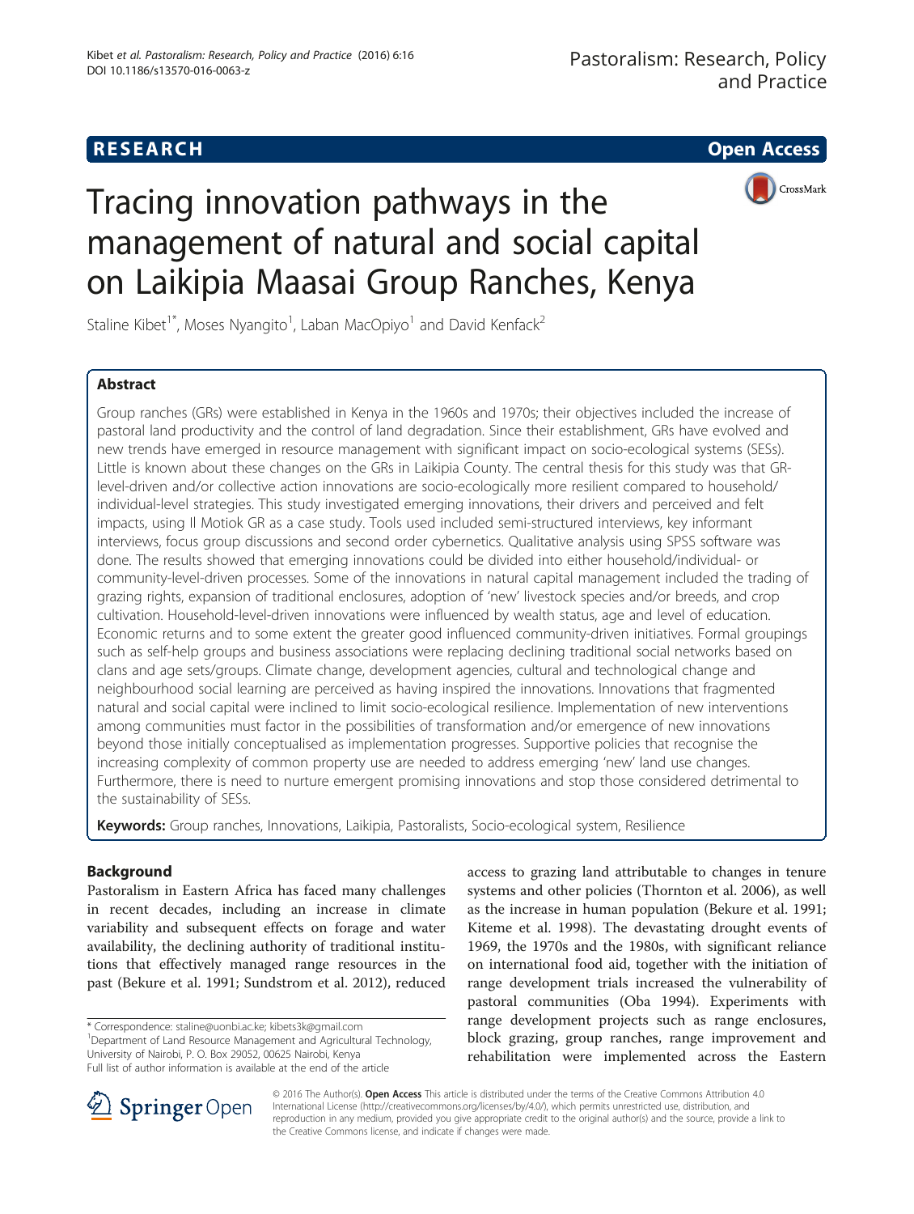**RESEARCH** **Open Access**

# Tracing innovation pathways in the management of natural and social capital on Laikipia Maasai Group Ranches, Kenya

Staline Kibet[1*], Moses Nyangito[1], Laban MacOpiyo[1] and David Kenfack[2]

## Abstract

Group ranches (GRs) were established in Kenya in the 1960s and 1970s; their objectives included the increase of pastoral land productivity and the control of land degradation. Since their establishment, GRs have evolved and new trends have emerged in resource management with significant impact on socio-ecological systems (SESs). Little is known about these changes on the GRs in Laikipia County. The central thesis for this study was that GR-level-driven and/or collective action innovations are socio-ecologically more resilient compared to household/individual-level strategies. This study investigated emerging innovations, their drivers and perceived and felt impacts, using Il Motiok GR as a case study. Tools used included semi-structured interviews, key informant interviews, focus group discussions and second order cybernetics. Qualitative analysis using SPSS software was done. The results showed that emerging innovations could be divided into either household/individual- or community-level-driven processes. Some of the innovations in natural capital management included the trading of grazing rights, expansion of traditional enclosures, adoption of 'new' livestock species and/or breeds, and crop cultivation. Household-level-driven innovations were influenced by wealth status, age and level of education. Economic returns and to some extent the greater good influenced community-driven initiatives. Formal groupings such as self-help groups and business associations were replacing declining traditional social networks based on clans and age sets/groups. Climate change, development agencies, cultural and technological change and neighbourhood social learning are perceived as having inspired the innovations. Innovations that fragmented natural and social capital were inclined to limit socio-ecological resilience. Implementation of new interventions among communities must factor in the possibilities of transformation and/or emergence of new innovations beyond those initially conceptualised as implementation progresses. Supportive policies that recognise the increasing complexity of common property use are needed to address emerging 'new' land use changes. Furthermore, there is need to nurture emergent promising innovations and stop those considered detrimental to the sustainability of SESs.

**Keywords:** Group ranches, Innovations, Laikipia, Pastoralists, Socio-ecological system, Resilience

## Background

Pastoralism in Eastern Africa has faced many challenges in recent decades, including an increase in climate variability and subsequent effects on forage and water availability, the declining authority of traditional institutions that effectively managed range resources in the past (Bekure et al. 1991; Sundstrom et al. 2012), reduced access to grazing land attributable to changes in tenure systems and other policies (Thornton et al. 2006), as well as the increase in human population (Bekure et al. 1991; Kiteme et al. 1998). The devastating drought events of 1969, the 1970s and the 1980s, with significant reliance on international food aid, together with the initiation of range development trials increased the vulnerability of pastoral communities (Oba 1994). Experiments with range development projects such as range enclosures, block grazing, group ranches, range improvement and rehabilitation were implemented across the Eastern

\* Correspondence: staline@uonbi.ac.ke; kibets3k@gmail.com
[1]Department of Land Resource Management and Agricultural Technology, University of Nairobi, P. O. Box 29052, 00625 Nairobi, Kenya
Full list of author information is available at the end of the article

© 2016 The Author(s). **Open Access** This article is distributed under the terms of the Creative Commons Attribution 4.0 International License (http://creativecommons.org/licenses/by/4.0/), which permits unrestricted use, distribution, and reproduction in any medium, provided you give appropriate credit to the original author(s) and the source, provide a link to the Creative Commons license, and indicate if changes were made.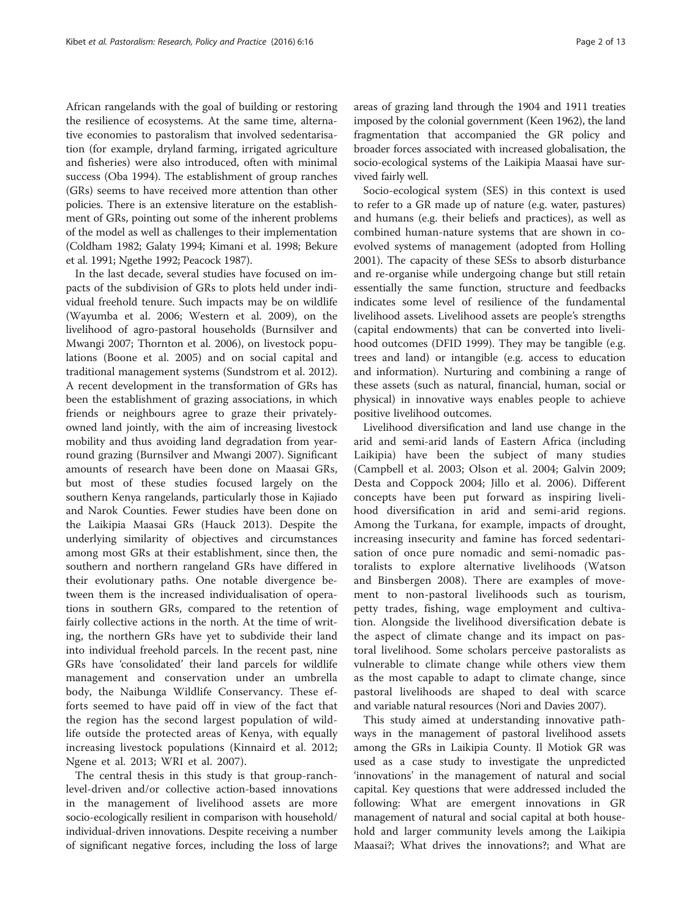African rangelands with the goal of building or restoring the resilience of ecosystems. At the same time, alternative economies to pastoralism that involved sedentarisation (for example, dryland farming, irrigated agriculture and fisheries) were also introduced, often with minimal success (Oba 1994). The establishment of group ranches (GRs) seems to have received more attention than other policies. There is an extensive literature on the establishment of GRs, pointing out some of the inherent problems of the model as well as challenges to their implementation (Coldham 1982; Galaty 1994; Kimani et al. 1998; Bekure et al. 1991; Ngethe 1992; Peacock 1987).

In the last decade, several studies have focused on impacts of the subdivision of GRs to plots held under individual freehold tenure. Such impacts may be on wildlife (Wayumba et al. 2006; Western et al. 2009), on the livelihood of agro-pastoral households (Burnsilver and Mwangi 2007; Thornton et al. 2006), on livestock populations (Boone et al. 2005) and on social capital and traditional management systems (Sundstrom et al. 2012). A recent development in the transformation of GRs has been the establishment of grazing associations, in which friends or neighbours agree to graze their privately-owned land jointly, with the aim of increasing livestock mobility and thus avoiding land degradation from year-round grazing (Burnsilver and Mwangi 2007). Significant amounts of research have been done on Maasai GRs, but most of these studies focused largely on the southern Kenya rangelands, particularly those in Kajiado and Narok Counties. Fewer studies have been done on the Laikipia Maasai GRs (Hauck 2013). Despite the underlying similarity of objectives and circumstances among most GRs at their establishment, since then, the southern and northern rangeland GRs have differed in their evolutionary paths. One notable divergence between them is the increased individualisation of operations in southern GRs, compared to the retention of fairly collective actions in the north. At the time of writing, the northern GRs have yet to subdivide their land into individual freehold parcels. In the recent past, nine GRs have 'consolidated' their land parcels for wildlife management and conservation under an umbrella body, the Naibunga Wildlife Conservancy. These efforts seemed to have paid off in view of the fact that the region has the second largest population of wildlife outside the protected areas of Kenya, with equally increasing livestock populations (Kinnaird et al. 2012; Ngene et al. 2013; WRI et al. 2007).

The central thesis in this study is that group-ranch-level-driven and/or collective action-based innovations in the management of livelihood assets are more socio-ecologically resilient in comparison with household/individual-driven innovations. Despite receiving a number of significant negative forces, including the loss of large areas of grazing land through the 1904 and 1911 treaties imposed by the colonial government (Keen 1962), the land fragmentation that accompanied the GR policy and broader forces associated with increased globalisation, the socio-ecological systems of the Laikipia Maasai have survived fairly well.

Socio-ecological system (SES) in this context is used to refer to a GR made up of nature (e.g. water, pastures) and humans (e.g. their beliefs and practices), as well as combined human-nature systems that are shown in co-evolved systems of management (adopted from Holling 2001). The capacity of these SESs to absorb disturbance and re-organise while undergoing change but still retain essentially the same function, structure and feedbacks indicates some level of resilience of the fundamental livelihood assets. Livelihood assets are people's strengths (capital endowments) that can be converted into livelihood outcomes (DFID 1999). They may be tangible (e.g. trees and land) or intangible (e.g. access to education and information). Nurturing and combining a range of these assets (such as natural, financial, human, social or physical) in innovative ways enables people to achieve positive livelihood outcomes.

Livelihood diversification and land use change in the arid and semi-arid lands of Eastern Africa (including Laikipia) have been the subject of many studies (Campbell et al. 2003; Olson et al. 2004; Galvin 2009; Desta and Coppock 2004; Jillo et al. 2006). Different concepts have been put forward as inspiring livelihood diversification in arid and semi-arid regions. Among the Turkana, for example, impacts of drought, increasing insecurity and famine has forced sedentarisation of once pure nomadic and semi-nomadic pastoralists to explore alternative livelihoods (Watson and Binsbergen 2008). There are examples of movement to non-pastoral livelihoods such as tourism, petty trades, fishing, wage employment and cultivation. Alongside the livelihood diversification debate is the aspect of climate change and its impact on pastoral livelihood. Some scholars perceive pastoralists as vulnerable to climate change while others view them as the most capable to adapt to climate change, since pastoral livelihoods are shaped to deal with scarce and variable natural resources (Nori and Davies 2007).

This study aimed at understanding innovative pathways in the management of pastoral livelihood assets among the GRs in Laikipia County. Il Motiok GR was used as a case study to investigate the unpredicted 'innovations' in the management of natural and social capital. Key questions that were addressed included the following: What are emergent innovations in GR management of natural and social capital at both household and larger community levels among the Laikipia Maasai?; What drives the innovations?; and What are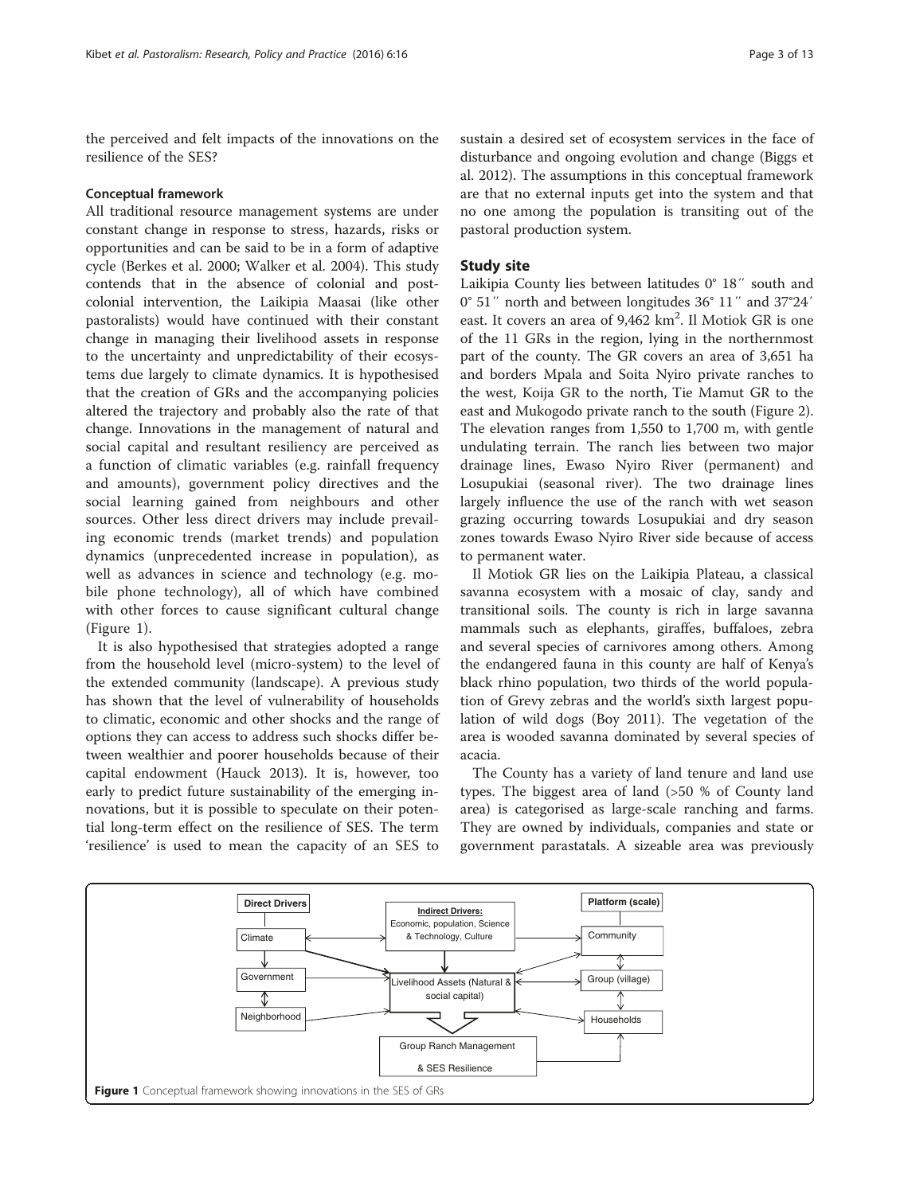the perceived and felt impacts of the innovations on the resilience of the SES?

### Conceptual framework

All traditional resource management systems are under constant change in response to stress, hazards, risks or opportunities and can be said to be in a form of adaptive cycle (Berkes et al. 2000; Walker et al. 2004). This study contends that in the absence of colonial and post-colonial intervention, the Laikipia Maasai (like other pastoralists) would have continued with their constant change in managing their livelihood assets in response to the uncertainty and unpredictability of their ecosystems due largely to climate dynamics. It is hypothesised that the creation of GRs and the accompanying policies altered the trajectory and probably also the rate of that change. Innovations in the management of natural and social capital and resultant resiliency are perceived as a function of climatic variables (e.g. rainfall frequency and amounts), government policy directives and the social learning gained from neighbours and other sources. Other less direct drivers may include prevailing economic trends (market trends) and population dynamics (unprecedented increase in population), as well as advances in science and technology (e.g. mobile phone technology), all of which have combined with other forces to cause significant cultural change (Figure 1).

It is also hypothesised that strategies adopted a range from the household level (micro-system) to the level of the extended community (landscape). A previous study has shown that the level of vulnerability of households to climatic, economic and other shocks and the range of options they can access to address such shocks differ between wealthier and poorer households because of their capital endowment (Hauck 2013). It is, however, too early to predict future sustainability of the emerging innovations, but it is possible to speculate on their potential long-term effect on the resilience of SES. The term 'resilience' is used to mean the capacity of an SES to sustain a desired set of ecosystem services in the face of disturbance and ongoing evolution and change (Biggs et al. 2012). The assumptions in this conceptual framework are that no external inputs get into the system and that no one among the population is transiting out of the pastoral production system.

## Study site

Laikipia County lies between latitudes 0° 18′′ south and 0° 51′′ north and between longitudes 36° 11′′ and 37°24′ east. It covers an area of 9,462 km$^2$. Il Motiok GR is one of the 11 GRs in the region, lying in the northernmost part of the county. The GR covers an area of 3,651 ha and borders Mpala and Soita Nyiro private ranches to the west, Koija GR to the north, Tie Mamut GR to the east and Mukogodo private ranch to the south (Figure 2). The elevation ranges from 1,550 to 1,700 m, with gentle undulating terrain. The ranch lies between two major drainage lines, Ewaso Nyiro River (permanent) and Losupukiai (seasonal river). The two drainage lines largely influence the use of the ranch with wet season grazing occurring towards Losupukiai and dry season zones towards Ewaso Nyiro River side because of access to permanent water.

Il Motiok GR lies on the Laikipia Plateau, a classical savanna ecosystem with a mosaic of clay, sandy and transitional soils. The county is rich in large savanna mammals such as elephants, giraffes, buffaloes, zebra and several species of carnivores among others. Among the endangered fauna in this county are half of Kenya's black rhino population, two thirds of the world population of Grevy zebras and the world's sixth largest population of wild dogs (Boy 2011). The vegetation of the area is wooded savanna dominated by several species of acacia.

The County has a variety of land tenure and land use types. The biggest area of land (>50 % of County land area) is categorised as large-scale ranching and farms. They are owned by individuals, companies and state or government parastatals. A sizeable area was previously

Direct Drivers | Climate | Government | Neighborhood | Indirect Drivers: Economic, population, Science & Technology, Culture | Livelihood Assets (Natural & social capital) | Group Ranch Management & SES Resilience | Platform (scale) | Community | Group (village) | Households

**Figure 1** Conceptual framework showing innovations in the SES of GRs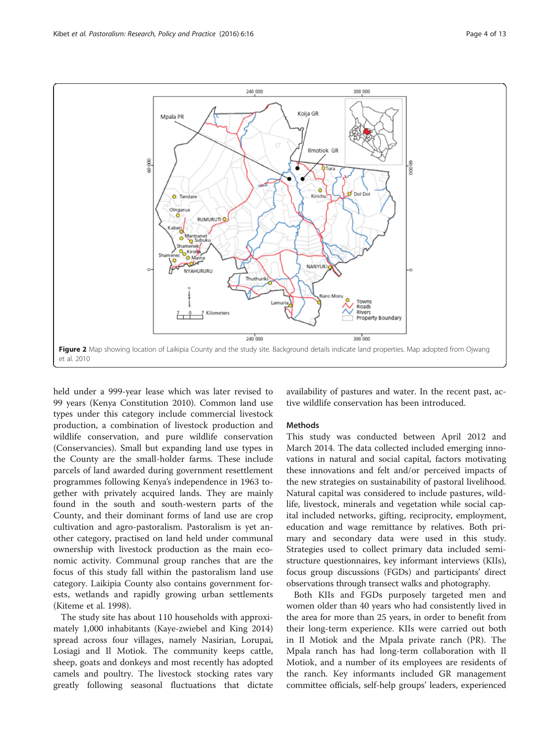Figure 2 Map showing location of Laikipia County and the study site. Background details indicate land properties. Map adopted from Ojwang et al. 2010

held under a 999-year lease which was later revised to 99 years (Kenya Constitution 2010). Common land use types under this category include commercial livestock production, a combination of livestock production and wildlife conservation, and pure wildlife conservation (Conservancies). Small but expanding land use types in the County are the small-holder farms. These include parcels of land awarded during government resettlement programmes following Kenya's independence in 1963 together with privately acquired lands. They are mainly found in the south and south-western parts of the County, and their dominant forms of land use are crop cultivation and agro-pastoralism. Pastoralism is yet another category, practised on land held under communal ownership with livestock production as the main economic activity. Communal group ranches that are the focus of this study fall within the pastoralism land use category. Laikipia County also contains government forests, wetlands and rapidly growing urban settlements (Kiteme et al. 1998).

The study site has about 110 households with approximately 1,000 inhabitants (Kaye-zwiebel and King 2014) spread across four villages, namely Nasirian, Lorupai, Losiagi and Il Motiok. The community keeps cattle, sheep, goats and donkeys and most recently has adopted camels and poultry. The livestock stocking rates vary greatly following seasonal fluctuations that dictate availability of pastures and water. In the recent past, active wildlife conservation has been introduced.

## Methods

This study was conducted between April 2012 and March 2014. The data collected included emerging innovations in natural and social capital, factors motivating these innovations and felt and/or perceived impacts of the new strategies on sustainability of pastoral livelihood. Natural capital was considered to include pastures, wildlife, livestock, minerals and vegetation while social capital included networks, gifting, reciprocity, employment, education and wage remittance by relatives. Both primary and secondary data were used in this study. Strategies used to collect primary data included semi-structure questionnaires, key informant interviews (KIIs), focus group discussions (FGDs) and participants' direct observations through transect walks and photography.

Both KIIs and FGDs purposely targeted men and women older than 40 years who had consistently lived in the area for more than 25 years, in order to benefit from their long-term experience. KIIs were carried out both in Il Motiok and the Mpala private ranch (PR). The Mpala ranch has had long-term collaboration with Il Motiok, and a number of its employees are residents of the ranch. Key informants included GR management committee officials, self-help groups' leaders, experienced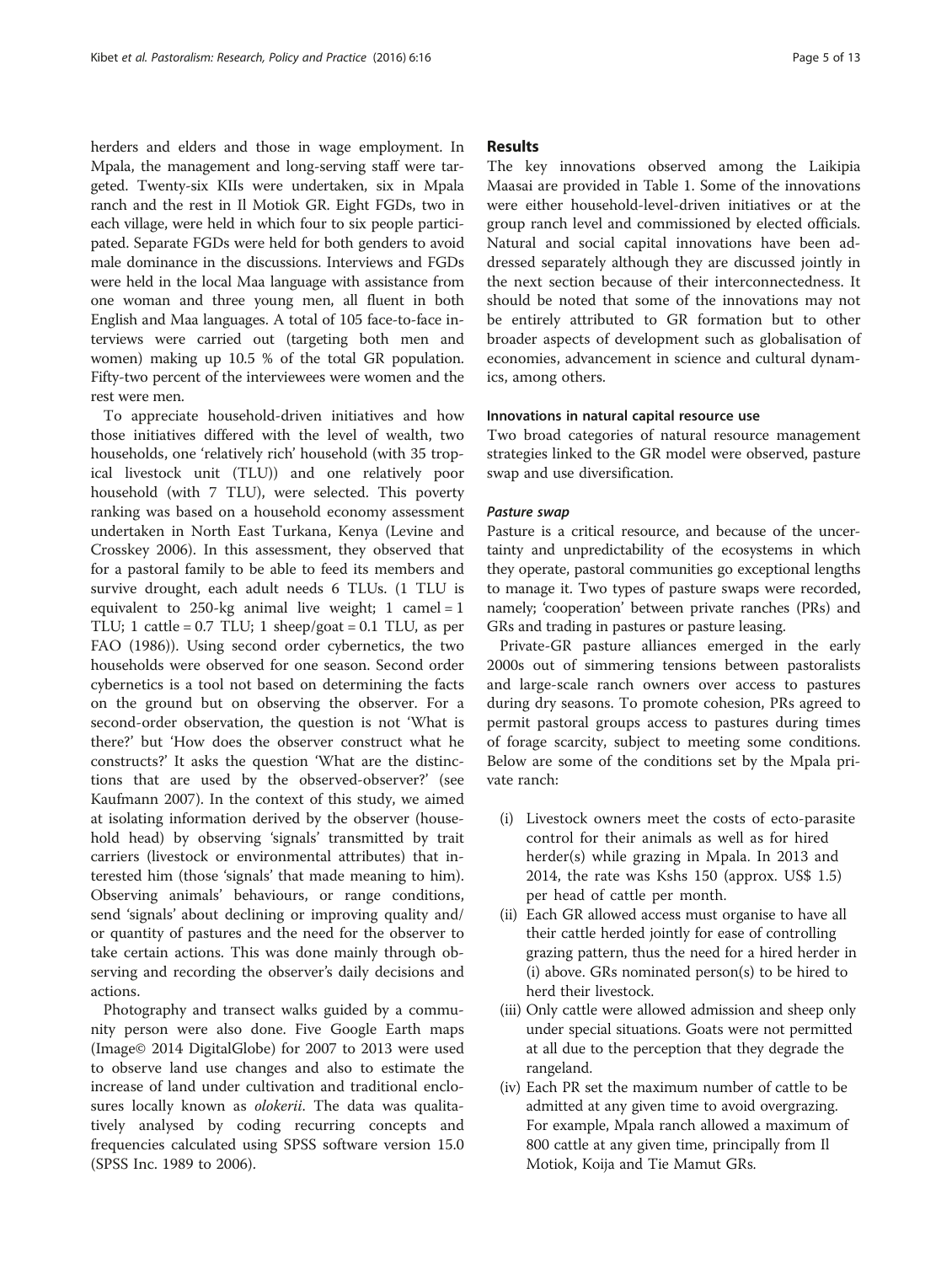herders and elders and those in wage employment. In Mpala, the management and long-serving staff were targeted. Twenty-six KIIs were undertaken, six in Mpala ranch and the rest in Il Motiok GR. Eight FGDs, two in each village, were held in which four to six people participated. Separate FGDs were held for both genders to avoid male dominance in the discussions. Interviews and FGDs were held in the local Maa language with assistance from one woman and three young men, all fluent in both English and Maa languages. A total of 105 face-to-face interviews were carried out (targeting both men and women) making up 10.5 % of the total GR population. Fifty-two percent of the interviewees were women and the rest were men.

To appreciate household-driven initiatives and how those initiatives differed with the level of wealth, two households, one 'relatively rich' household (with 35 tropical livestock unit (TLU)) and one relatively poor household (with 7 TLU), were selected. This poverty ranking was based on a household economy assessment undertaken in North East Turkana, Kenya (Levine and Crosskey 2006). In this assessment, they observed that for a pastoral family to be able to feed its members and survive drought, each adult needs 6 TLUs. (1 TLU is equivalent to 250-kg animal live weight; 1 camel = 1 TLU; 1 cattle = 0.7 TLU; 1 sheep/goat = 0.1 TLU, as per FAO (1986)). Using second order cybernetics, the two households were observed for one season. Second order cybernetics is a tool not based on determining the facts on the ground but on observing the observer. For a second-order observation, the question is not 'What is there?' but 'How does the observer construct what he constructs?' It asks the question 'What are the distinctions that are used by the observed-observer?' (see Kaufmann 2007). In the context of this study, we aimed at isolating information derived by the observer (household head) by observing 'signals' transmitted by trait carriers (livestock or environmental attributes) that interested him (those 'signals' that made meaning to him). Observing animals' behaviours, or range conditions, send 'signals' about declining or improving quality and/or quantity of pastures and the need for the observer to take certain actions. This was done mainly through observing and recording the observer's daily decisions and actions.

Photography and transect walks guided by a community person were also done. Five Google Earth maps (Image© 2014 DigitalGlobe) for 2007 to 2013 were used to observe land use changes and also to estimate the increase of land under cultivation and traditional enclosures locally known as *olokerii*. The data was qualitatively analysed by coding recurring concepts and frequencies calculated using SPSS software version 15.0 (SPSS Inc. 1989 to 2006).

## Results

The key innovations observed among the Laikipia Maasai are provided in Table 1. Some of the innovations were either household-level-driven initiatives or at the group ranch level and commissioned by elected officials. Natural and social capital innovations have been addressed separately although they are discussed jointly in the next section because of their interconnectedness. It should be noted that some of the innovations may not be entirely attributed to GR formation but to other broader aspects of development such as globalisation of economies, advancement in science and cultural dynamics, among others.

### Innovations in natural capital resource use

Two broad categories of natural resource management strategies linked to the GR model were observed, pasture swap and use diversification.

#### *Pasture swap*

Pasture is a critical resource, and because of the uncertainty and unpredictability of the ecosystems in which they operate, pastoral communities go exceptional lengths to manage it. Two types of pasture swaps were recorded, namely; 'cooperation' between private ranches (PRs) and GRs and trading in pastures or pasture leasing.

Private-GR pasture alliances emerged in the early 2000s out of simmering tensions between pastoralists and large-scale ranch owners over access to pastures during dry seasons. To promote cohesion, PRs agreed to permit pastoral groups access to pastures during times of forage scarcity, subject to meeting some conditions. Below are some of the conditions set by the Mpala private ranch:

(i) Livestock owners meet the costs of ecto-parasite control for their animals as well as for hired herder(s) while grazing in Mpala. In 2013 and 2014, the rate was Kshs 150 (approx. US$ 1.5) per head of cattle per month.

(ii) Each GR allowed access must organise to have all their cattle herded jointly for ease of controlling grazing pattern, thus the need for a hired herder in (i) above. GRs nominated person(s) to be hired to herd their livestock.

(iii) Only cattle were allowed admission and sheep only under special situations. Goats were not permitted at all due to the perception that they degrade the rangeland.

(iv) Each PR set the maximum number of cattle to be admitted at any given time to avoid overgrazing. For example, Mpala ranch allowed a maximum of 800 cattle at any given time, principally from Il Motiok, Koija and Tie Mamut GRs.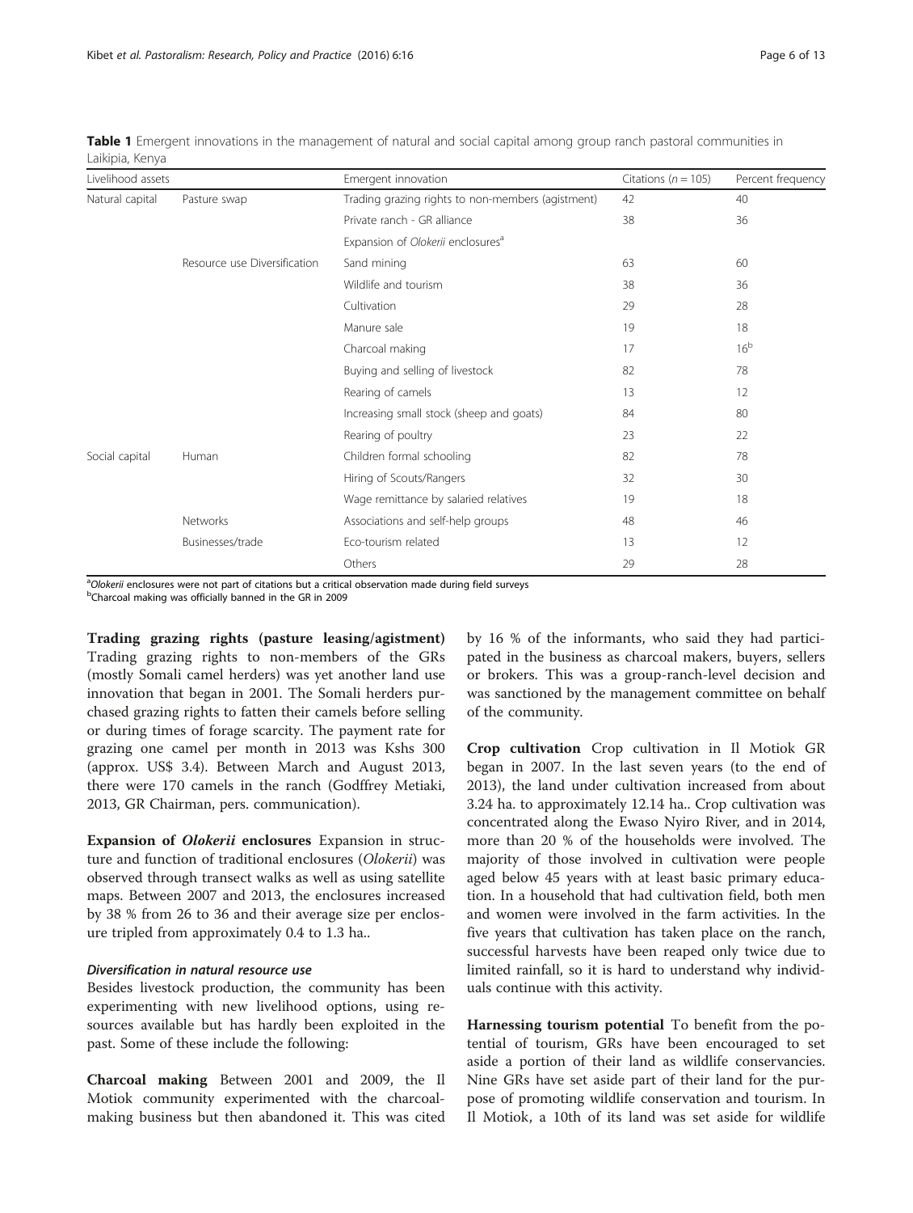**Table 1** Emergent innovations in the management of natural and social capital among group ranch pastoral communities in Laikipia, Kenya

| Livelihood assets | | Emergent innovation | Citations ($n = 105$) | Percent frequency |
|---|---|---|---|---|
| Natural capital | Pasture swap | Trading grazing rights to non-members (agistment) | 42 | 40 |
| | | Private ranch - GR alliance | 38 | 36 |
| | | Expansion of *Olokerii* enclosures[a] | | |
| | Resource use Diversification | Sand mining | 63 | 60 |
| | | Wildlife and tourism | 38 | 36 |
| | | Cultivation | 29 | 28 |
| | | Manure sale | 19 | 18 |
| | | Charcoal making | 17 | 16[b] |
| | | Buying and selling of livestock | 82 | 78 |
| | | Rearing of camels | 13 | 12 |
| | | Increasing small stock (sheep and goats) | 84 | 80 |
| | | Rearing of poultry | 23 | 22 |
| Social capital | Human | Children formal schooling | 82 | 78 |
| | | Hiring of Scouts/Rangers | 32 | 30 |
| | | Wage remittance by salaried relatives | 19 | 18 |
| | Networks | Associations and self-help groups | 48 | 46 |
| | Businesses/trade | Eco-tourism related | 13 | 12 |
| | | Others | 29 | 28 |

[a]*Olokerii* enclosures were not part of citations but a critical observation made during field surveys
[b]Charcoal making was officially banned in the GR in 2009

**Trading grazing rights (pasture leasing/agistment)** Trading grazing rights to non-members of the GRs (mostly Somali camel herders) was yet another land use innovation that began in 2001. The Somali herders purchased grazing rights to fatten their camels before selling or during times of forage scarcity. The payment rate for grazing one camel per month in 2013 was Kshs 300 (approx. US$ 3.4). Between March and August 2013, there were 170 camels in the ranch (Godffrey Metiaki, 2013, GR Chairman, pers. communication).

**Expansion of *Olokerii* enclosures** Expansion in structure and function of traditional enclosures (*Olokerii*) was observed through transect walks as well as using satellite maps. Between 2007 and 2013, the enclosures increased by 38 % from 26 to 36 and their average size per enclosure tripled from approximately 0.4 to 1.3 ha..

### *Diversification in natural resource use*

Besides livestock production, the community has been experimenting with new livelihood options, using resources available but has hardly been exploited in the past. Some of these include the following:

**Charcoal making** Between 2001 and 2009, the Il Motiok community experimented with the charcoal-making business but then abandoned it. This was cited by 16 % of the informants, who said they had participated in the business as charcoal makers, buyers, sellers or brokers. This was a group-ranch-level decision and was sanctioned by the management committee on behalf of the community.

**Crop cultivation** Crop cultivation in Il Motiok GR began in 2007. In the last seven years (to the end of 2013), the land under cultivation increased from about 3.24 ha. to approximately 12.14 ha.. Crop cultivation was concentrated along the Ewaso Nyiro River, and in 2014, more than 20 % of the households were involved. The majority of those involved in cultivation were people aged below 45 years with at least basic primary education. In a household that had cultivation field, both men and women were involved in the farm activities. In the five years that cultivation has taken place on the ranch, successful harvests have been reaped only twice due to limited rainfall, so it is hard to understand why individuals continue with this activity.

**Harnessing tourism potential** To benefit from the potential of tourism, GRs have been encouraged to set aside a portion of their land as wildlife conservancies. Nine GRs have set aside part of their land for the purpose of promoting wildlife conservation and tourism. In Il Motiok, a 10th of its land was set aside for wildlife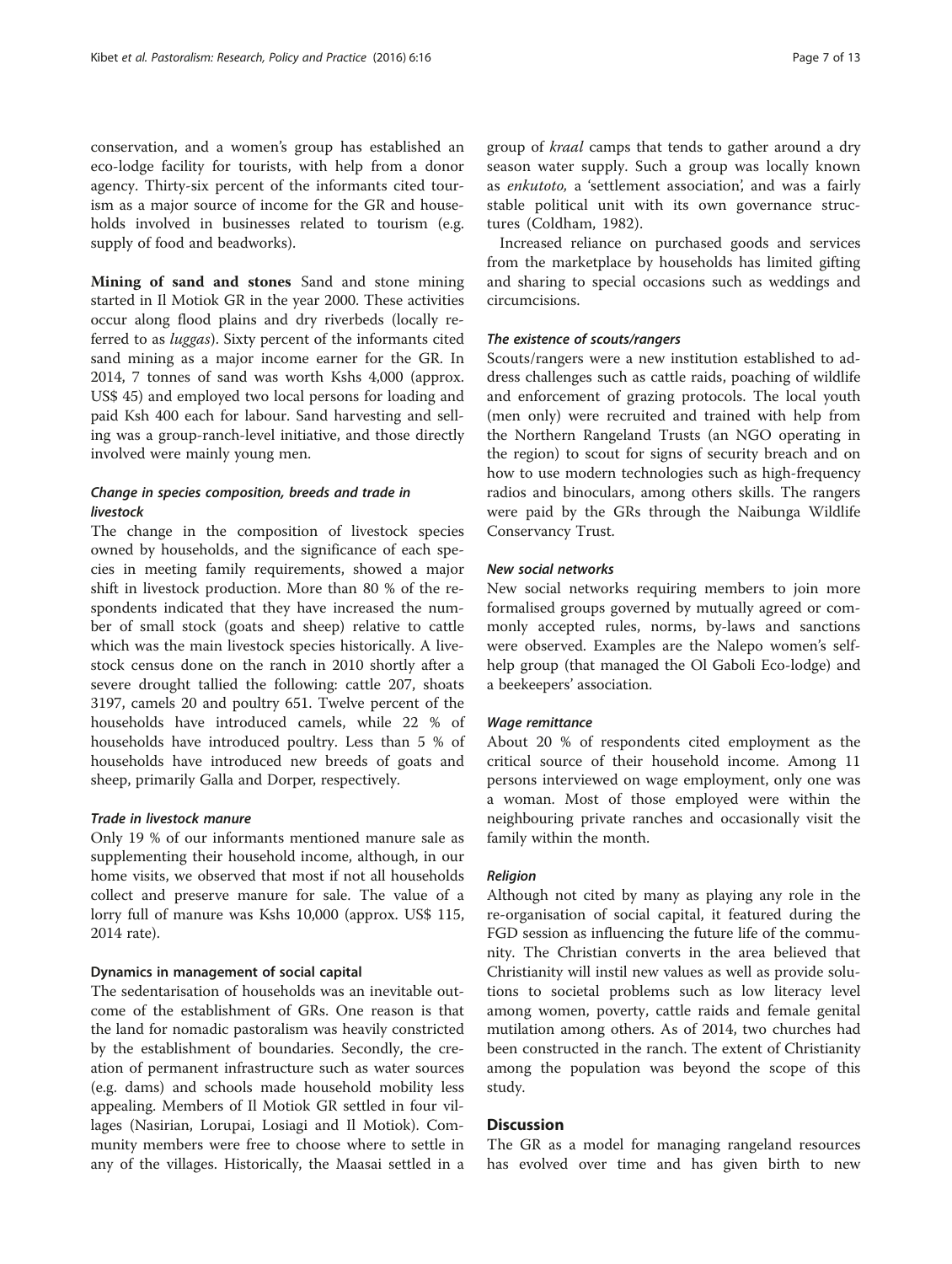conservation, and a women's group has established an eco-lodge facility for tourists, with help from a donor agency. Thirty-six percent of the informants cited tourism as a major source of income for the GR and households involved in businesses related to tourism (e.g. supply of food and beadworks).

**Mining of sand and stones** Sand and stone mining started in Il Motiok GR in the year 2000. These activities occur along flood plains and dry riverbeds (locally referred to as *luggas*). Sixty percent of the informants cited sand mining as a major income earner for the GR. In 2014, 7 tonnes of sand was worth Kshs 4,000 (approx. US$ 45) and employed two local persons for loading and paid Ksh 400 each for labour. Sand harvesting and selling was a group-ranch-level initiative, and those directly involved were mainly young men.

#### *Change in species composition, breeds and trade in livestock*

The change in the composition of livestock species owned by households, and the significance of each species in meeting family requirements, showed a major shift in livestock production. More than 80 % of the respondents indicated that they have increased the number of small stock (goats and sheep) relative to cattle which was the main livestock species historically. A livestock census done on the ranch in 2010 shortly after a severe drought tallied the following: cattle 207, shoats 3197, camels 20 and poultry 651. Twelve percent of the households have introduced camels, while 22 % of households have introduced poultry. Less than 5 % of households have introduced new breeds of goats and sheep, primarily Galla and Dorper, respectively.

#### *Trade in livestock manure*

Only 19 % of our informants mentioned manure sale as supplementing their household income, although, in our home visits, we observed that most if not all households collect and preserve manure for sale. The value of a lorry full of manure was Kshs 10,000 (approx. US$ 115, 2014 rate).

### Dynamics in management of social capital

The sedentarisation of households was an inevitable outcome of the establishment of GRs. One reason is that the land for nomadic pastoralism was heavily constricted by the establishment of boundaries. Secondly, the creation of permanent infrastructure such as water sources (e.g. dams) and schools made household mobility less appealing. Members of Il Motiok GR settled in four villages (Nasirian, Lorupai, Losiagi and Il Motiok). Community members were free to choose where to settle in any of the villages. Historically, the Maasai settled in a group of *kraal* camps that tends to gather around a dry season water supply. Such a group was locally known as *enkutoto,* a 'settlement association', and was a fairly stable political unit with its own governance structures (Coldham, 1982).

Increased reliance on purchased goods and services from the marketplace by households has limited gifting and sharing to special occasions such as weddings and circumcisions.

#### *The existence of scouts/rangers*

Scouts/rangers were a new institution established to address challenges such as cattle raids, poaching of wildlife and enforcement of grazing protocols. The local youth (men only) were recruited and trained with help from the Northern Rangeland Trusts (an NGO operating in the region) to scout for signs of security breach and on how to use modern technologies such as high-frequency radios and binoculars, among others skills. The rangers were paid by the GRs through the Naibunga Wildlife Conservancy Trust.

#### *New social networks*

New social networks requiring members to join more formalised groups governed by mutually agreed or commonly accepted rules, norms, by-laws and sanctions were observed. Examples are the Nalepo women's self-help group (that managed the Ol Gaboli Eco-lodge) and a beekeepers' association.

#### *Wage remittance*

About 20 % of respondents cited employment as the critical source of their household income. Among 11 persons interviewed on wage employment, only one was a woman. Most of those employed were within the neighbouring private ranches and occasionally visit the family within the month.

#### *Religion*

Although not cited by many as playing any role in the re-organisation of social capital, it featured during the FGD session as influencing the future life of the community. The Christian converts in the area believed that Christianity will instil new values as well as provide solutions to societal problems such as low literacy level among women, poverty, cattle raids and female genital mutilation among others. As of 2014, two churches had been constructed in the ranch. The extent of Christianity among the population was beyond the scope of this study.

## Discussion

The GR as a model for managing rangeland resources has evolved over time and has given birth to new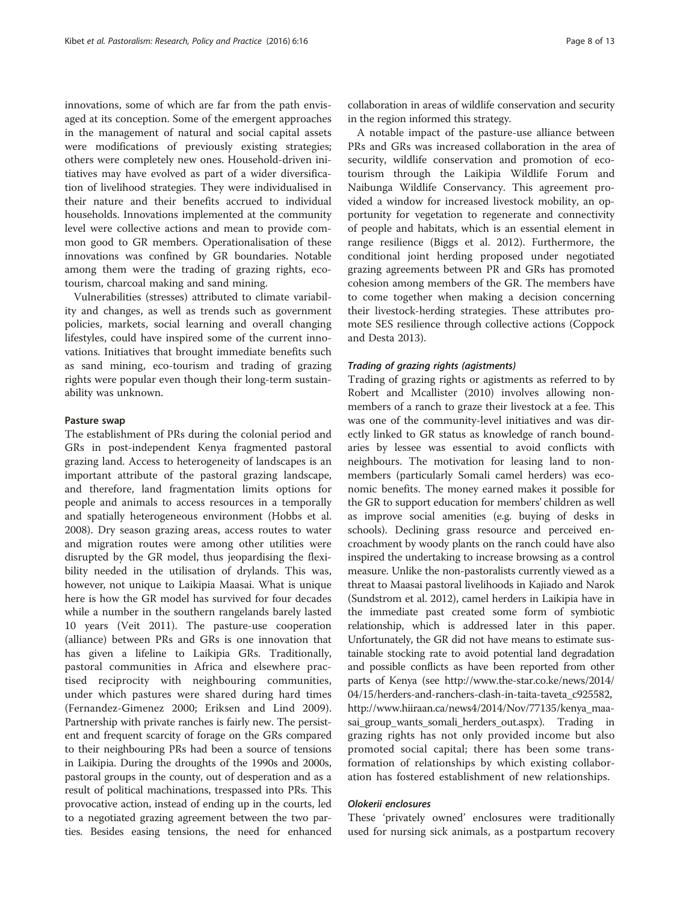innovations, some of which are far from the path envisaged at its conception. Some of the emergent approaches in the management of natural and social capital assets were modifications of previously existing strategies; others were completely new ones. Household-driven initiatives may have evolved as part of a wider diversification of livelihood strategies. They were individualised in their nature and their benefits accrued to individual households. Innovations implemented at the community level were collective actions and mean to provide common good to GR members. Operationalisation of these innovations was confined by GR boundaries. Notable among them were the trading of grazing rights, eco-tourism, charcoal making and sand mining.

Vulnerabilities (stresses) attributed to climate variability and changes, as well as trends such as government policies, markets, social learning and overall changing lifestyles, could have inspired some of the current innovations. Initiatives that brought immediate benefits such as sand mining, eco-tourism and trading of grazing rights were popular even though their long-term sustainability was unknown.

#### Pasture swap

The establishment of PRs during the colonial period and GRs in post-independent Kenya fragmented pastoral grazing land. Access to heterogeneity of landscapes is an important attribute of the pastoral grazing landscape, and therefore, land fragmentation limits options for people and animals to access resources in a temporally and spatially heterogeneous environment (Hobbs et al. 2008). Dry season grazing areas, access routes to water and migration routes were among other utilities were disrupted by the GR model, thus jeopardising the flexibility needed in the utilisation of drylands. This was, however, not unique to Laikipia Maasai. What is unique here is how the GR model has survived for four decades while a number in the southern rangelands barely lasted 10 years (Veit 2011). The pasture-use cooperation (alliance) between PRs and GRs is one innovation that has given a lifeline to Laikipia GRs. Traditionally, pastoral communities in Africa and elsewhere practised reciprocity with neighbouring communities, under which pastures were shared during hard times (Fernandez-Gimenez 2000; Eriksen and Lind 2009). Partnership with private ranches is fairly new. The persistent and frequent scarcity of forage on the GRs compared to their neighbouring PRs had been a source of tensions in Laikipia. During the droughts of the 1990s and 2000s, pastoral groups in the county, out of desperation and as a result of political machinations, trespassed into PRs. This provocative action, instead of ending up in the courts, led to a negotiated grazing agreement between the two parties. Besides easing tensions, the need for enhanced collaboration in areas of wildlife conservation and security in the region informed this strategy.

A notable impact of the pasture-use alliance between PRs and GRs was increased collaboration in the area of security, wildlife conservation and promotion of eco-tourism through the Laikipia Wildlife Forum and Naibunga Wildlife Conservancy. This agreement provided a window for increased livestock mobility, an opportunity for vegetation to regenerate and connectivity of people and habitats, which is an essential element in range resilience (Biggs et al. 2012). Furthermore, the conditional joint herding proposed under negotiated grazing agreements between PR and GRs has promoted cohesion among members of the GR. The members have to come together when making a decision concerning their livestock-herding strategies. These attributes promote SES resilience through collective actions (Coppock and Desta 2013).

#### *Trading of grazing rights (agistments)*

Trading of grazing rights or agistments as referred to by Robert and Mcallister (2010) involves allowing non-members of a ranch to graze their livestock at a fee. This was one of the community-level initiatives and was directly linked to GR status as knowledge of ranch boundaries by lessee was essential to avoid conflicts with neighbours. The motivation for leasing land to non-members (particularly Somali camel herders) was economic benefits. The money earned makes it possible for the GR to support education for members' children as well as improve social amenities (e.g. buying of desks in schools). Declining grass resource and perceived encroachment by woody plants on the ranch could have also inspired the undertaking to increase browsing as a control measure. Unlike the non-pastoralists currently viewed as a threat to Maasai pastoral livelihoods in Kajiado and Narok (Sundstrom et al. 2012), camel herders in Laikipia have in the immediate past created some form of symbiotic relationship, which is addressed later in this paper. Unfortunately, the GR did not have means to estimate sustainable stocking rate to avoid potential land degradation and possible conflicts as have been reported from other parts of Kenya (see http://www.the-star.co.ke/news/2014/04/15/herders-and-ranchers-clash-in-taita-taveta_c925582, http://www.hiiraan.ca/news4/2014/Nov/77135/kenya_maasai_group_wants_somali_herders_out.aspx). Trading in grazing rights has not only provided income but also promoted social capital; there has been some transformation of relationships by which existing collaboration has fostered establishment of new relationships.

#### *Olokerii enclosures*

These 'privately owned' enclosures were traditionally used for nursing sick animals, as a postpartum recovery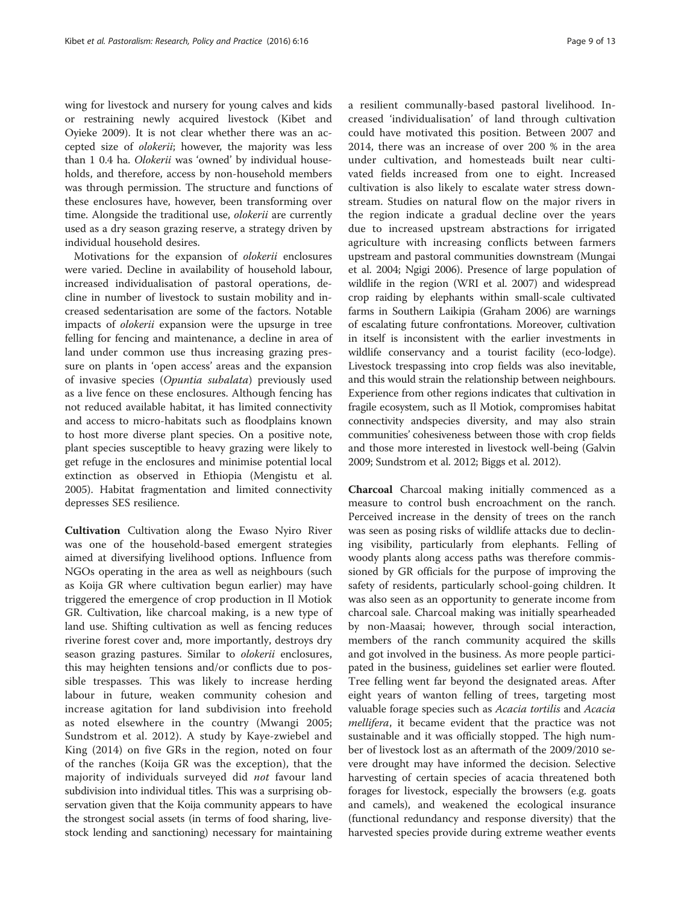wing for livestock and nursery for young calves and kids or restraining newly acquired livestock (Kibet and Oyieke 2009). It is not clear whether there was an accepted size of *olokerii*; however, the majority was less than 1 0.4 ha. *Olokerii* was 'owned' by individual households, and therefore, access by non-household members was through permission. The structure and functions of these enclosures have, however, been transforming over time. Alongside the traditional use, *olokerii* are currently used as a dry season grazing reserve, a strategy driven by individual household desires.

Motivations for the expansion of *olokerii* enclosures were varied. Decline in availability of household labour, increased individualisation of pastoral operations, decline in number of livestock to sustain mobility and increased sedentarisation are some of the factors. Notable impacts of *olokerii* expansion were the upsurge in tree felling for fencing and maintenance, a decline in area of land under common use thus increasing grazing pressure on plants in 'open access' areas and the expansion of invasive species (*Opuntia subalata*) previously used as a live fence on these enclosures. Although fencing has not reduced available habitat, it has limited connectivity and access to micro-habitats such as floodplains known to host more diverse plant species. On a positive note, plant species susceptible to heavy grazing were likely to get refuge in the enclosures and minimise potential local extinction as observed in Ethiopia (Mengistu et al. 2005). Habitat fragmentation and limited connectivity depresses SES resilience.

**Cultivation** Cultivation along the Ewaso Nyiro River was one of the household-based emergent strategies aimed at diversifying livelihood options. Influence from NGOs operating in the area as well as neighbours (such as Koija GR where cultivation begun earlier) may have triggered the emergence of crop production in Il Motiok GR. Cultivation, like charcoal making, is a new type of land use. Shifting cultivation as well as fencing reduces riverine forest cover and, more importantly, destroys dry season grazing pastures. Similar to *olokerii* enclosures, this may heighten tensions and/or conflicts due to possible trespasses. This was likely to increase herding labour in future, weaken community cohesion and increase agitation for land subdivision into freehold as noted elsewhere in the country (Mwangi 2005; Sundstrom et al. 2012). A study by Kaye-zwiebel and King (2014) on five GRs in the region, noted on four of the ranches (Koija GR was the exception), that the majority of individuals surveyed did *not* favour land subdivision into individual titles. This was a surprising observation given that the Koija community appears to have the strongest social assets (in terms of food sharing, livestock lending and sanctioning) necessary for maintaining a resilient communally-based pastoral livelihood. Increased 'individualisation' of land through cultivation could have motivated this position. Between 2007 and 2014, there was an increase of over 200 % in the area under cultivation, and homesteads built near cultivated fields increased from one to eight. Increased cultivation is also likely to escalate water stress downstream. Studies on natural flow on the major rivers in the region indicate a gradual decline over the years due to increased upstream abstractions for irrigated agriculture with increasing conflicts between farmers upstream and pastoral communities downstream (Mungai et al. 2004; Ngigi 2006). Presence of large population of wildlife in the region (WRI et al. 2007) and widespread crop raiding by elephants within small-scale cultivated farms in Southern Laikipia (Graham 2006) are warnings of escalating future confrontations. Moreover, cultivation in itself is inconsistent with the earlier investments in wildlife conservancy and a tourist facility (eco-lodge). Livestock trespassing into crop fields was also inevitable, and this would strain the relationship between neighbours. Experience from other regions indicates that cultivation in fragile ecosystem, such as Il Motiok, compromises habitat connectivity andspecies diversity, and may also strain communities' cohesiveness between those with crop fields and those more interested in livestock well-being (Galvin 2009; Sundstrom et al. 2012; Biggs et al. 2012).

**Charcoal** Charcoal making initially commenced as a measure to control bush encroachment on the ranch. Perceived increase in the density of trees on the ranch was seen as posing risks of wildlife attacks due to declining visibility, particularly from elephants. Felling of woody plants along access paths was therefore commissioned by GR officials for the purpose of improving the safety of residents, particularly school-going children. It was also seen as an opportunity to generate income from charcoal sale. Charcoal making was initially spearheaded by non-Maasai; however, through social interaction, members of the ranch community acquired the skills and got involved in the business. As more people participated in the business, guidelines set earlier were flouted. Tree felling went far beyond the designated areas. After eight years of wanton felling of trees, targeting most valuable forage species such as *Acacia tortilis* and *Acacia mellifera*, it became evident that the practice was not sustainable and it was officially stopped. The high number of livestock lost as an aftermath of the 2009/2010 severe drought may have informed the decision. Selective harvesting of certain species of acacia threatened both forages for livestock, especially the browsers (e.g. goats and camels), and weakened the ecological insurance (functional redundancy and response diversity) that the harvested species provide during extreme weather events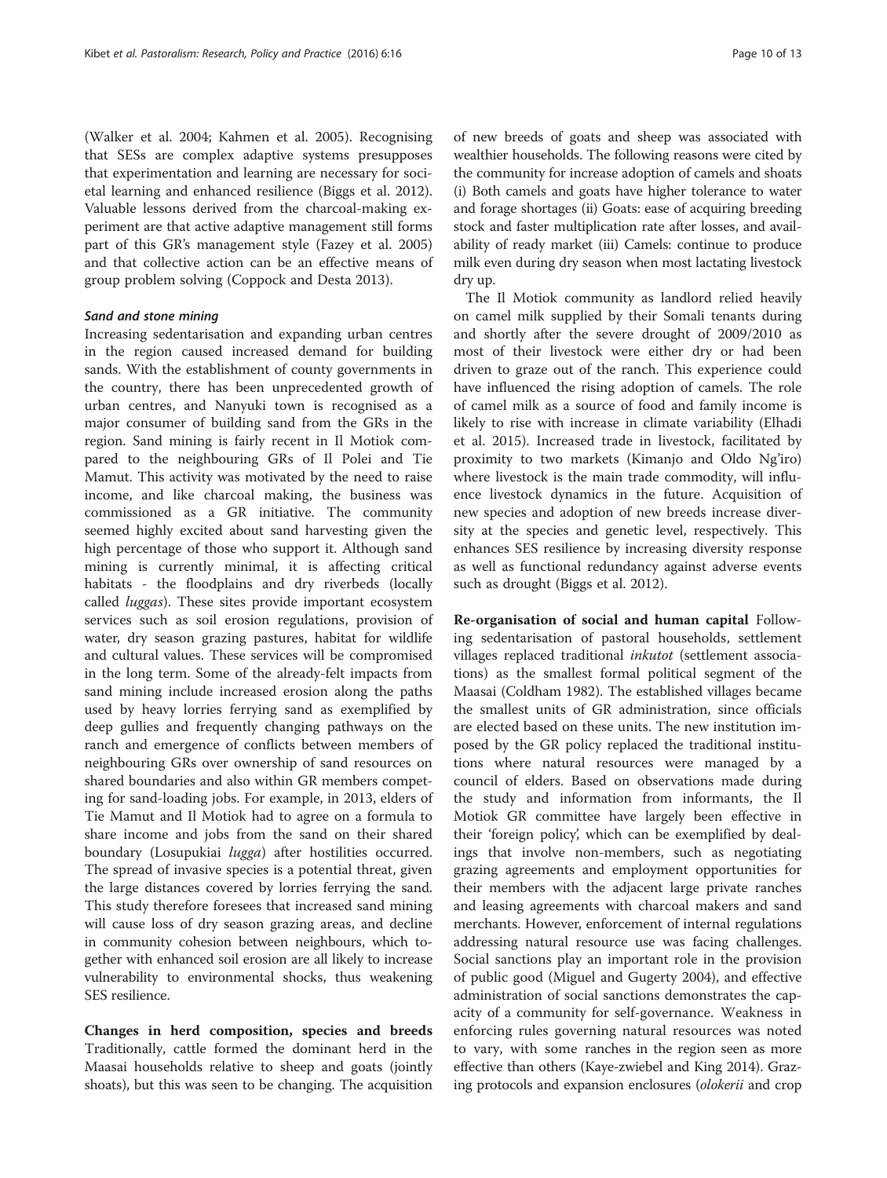(Walker et al. 2004; Kahmen et al. 2005). Recognising that SESs are complex adaptive systems presupposes that experimentation and learning are necessary for societal learning and enhanced resilience (Biggs et al. 2012). Valuable lessons derived from the charcoal-making experiment are that active adaptive management still forms part of this GR's management style (Fazey et al. 2005) and that collective action can be an effective means of group problem solving (Coppock and Desta 2013).

#### *Sand and stone mining*

Increasing sedentarisation and expanding urban centres in the region caused increased demand for building sands. With the establishment of county governments in the country, there has been unprecedented growth of urban centres, and Nanyuki town is recognised as a major consumer of building sand from the GRs in the region. Sand mining is fairly recent in Il Motiok compared to the neighbouring GRs of Il Polei and Tie Mamut. This activity was motivated by the need to raise income, and like charcoal making, the business was commissioned as a GR initiative. The community seemed highly excited about sand harvesting given the high percentage of those who support it. Although sand mining is currently minimal, it is affecting critical habitats - the floodplains and dry riverbeds (locally called *luggas*). These sites provide important ecosystem services such as soil erosion regulations, provision of water, dry season grazing pastures, habitat for wildlife and cultural values. These services will be compromised in the long term. Some of the already-felt impacts from sand mining include increased erosion along the paths used by heavy lorries ferrying sand as exemplified by deep gullies and frequently changing pathways on the ranch and emergence of conflicts between members of neighbouring GRs over ownership of sand resources on shared boundaries and also within GR members competing for sand-loading jobs. For example, in 2013, elders of Tie Mamut and Il Motiok had to agree on a formula to share income and jobs from the sand on their shared boundary (Losupukiai *lugga*) after hostilities occurred. The spread of invasive species is a potential threat, given the large distances covered by lorries ferrying the sand. This study therefore foresees that increased sand mining will cause loss of dry season grazing areas, and decline in community cohesion between neighbours, which together with enhanced soil erosion are all likely to increase vulnerability to environmental shocks, thus weakening SES resilience.

**Changes in herd composition, species and breeds** Traditionally, cattle formed the dominant herd in the Maasai households relative to sheep and goats (jointly shoats), but this was seen to be changing. The acquisition of new breeds of goats and sheep was associated with wealthier households. The following reasons were cited by the community for increase adoption of camels and shoats (i) Both camels and goats have higher tolerance to water and forage shortages (ii) Goats: ease of acquiring breeding stock and faster multiplication rate after losses, and availability of ready market (iii) Camels: continue to produce milk even during dry season when most lactating livestock dry up.

The Il Motiok community as landlord relied heavily on camel milk supplied by their Somali tenants during and shortly after the severe drought of 2009/2010 as most of their livestock were either dry or had been driven to graze out of the ranch. This experience could have influenced the rising adoption of camels. The role of camel milk as a source of food and family income is likely to rise with increase in climate variability (Elhadi et al. 2015). Increased trade in livestock, facilitated by proximity to two markets (Kimanjo and Oldo Ng'iro) where livestock is the main trade commodity, will influence livestock dynamics in the future. Acquisition of new species and adoption of new breeds increase diversity at the species and genetic level, respectively. This enhances SES resilience by increasing diversity response as well as functional redundancy against adverse events such as drought (Biggs et al. 2012).

**Re-organisation of social and human capital** Following sedentarisation of pastoral households, settlement villages replaced traditional *inkutot* (settlement associations) as the smallest formal political segment of the Maasai (Coldham 1982). The established villages became the smallest units of GR administration, since officials are elected based on these units. The new institution imposed by the GR policy replaced the traditional institutions where natural resources were managed by a council of elders. Based on observations made during the study and information from informants, the Il Motiok GR committee have largely been effective in their 'foreign policy', which can be exemplified by dealings that involve non-members, such as negotiating grazing agreements and employment opportunities for their members with the adjacent large private ranches and leasing agreements with charcoal makers and sand merchants. However, enforcement of internal regulations addressing natural resource use was facing challenges. Social sanctions play an important role in the provision of public good (Miguel and Gugerty 2004), and effective administration of social sanctions demonstrates the capacity of a community for self-governance. Weakness in enforcing rules governing natural resources was noted to vary, with some ranches in the region seen as more effective than others (Kaye-zwiebel and King 2014). Grazing protocols and expansion enclosures (*olokerii* and crop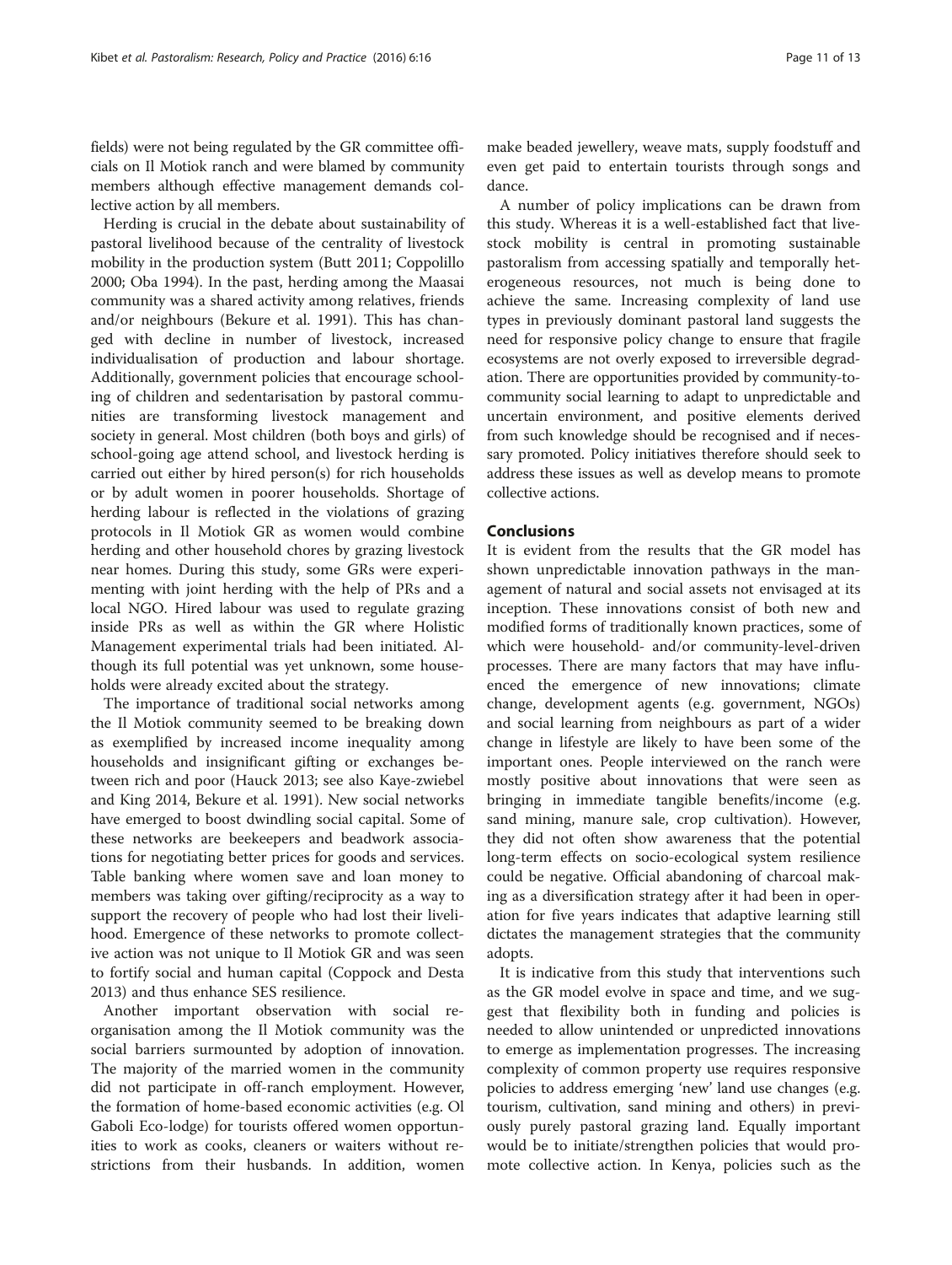fields) were not being regulated by the GR committee officials on Il Motiok ranch and were blamed by community members although effective management demands collective action by all members.

Herding is crucial in the debate about sustainability of pastoral livelihood because of the centrality of livestock mobility in the production system (Butt 2011; Coppolillo 2000; Oba 1994). In the past, herding among the Maasai community was a shared activity among relatives, friends and/or neighbours (Bekure et al. 1991). This has changed with decline in number of livestock, increased individualisation of production and labour shortage. Additionally, government policies that encourage schooling of children and sedentarisation by pastoral communities are transforming livestock management and society in general. Most children (both boys and girls) of school-going age attend school, and livestock herding is carried out either by hired person(s) for rich households or by adult women in poorer households. Shortage of herding labour is reflected in the violations of grazing protocols in Il Motiok GR as women would combine herding and other household chores by grazing livestock near homes. During this study, some GRs were experimenting with joint herding with the help of PRs and a local NGO. Hired labour was used to regulate grazing inside PRs as well as within the GR where Holistic Management experimental trials had been initiated. Although its full potential was yet unknown, some households were already excited about the strategy.

The importance of traditional social networks among the Il Motiok community seemed to be breaking down as exemplified by increased income inequality among households and insignificant gifting or exchanges between rich and poor (Hauck 2013; see also Kaye-zwiebel and King 2014, Bekure et al. 1991). New social networks have emerged to boost dwindling social capital. Some of these networks are beekeepers and beadwork associations for negotiating better prices for goods and services. Table banking where women save and loan money to members was taking over gifting/reciprocity as a way to support the recovery of people who had lost their livelihood. Emergence of these networks to promote collective action was not unique to Il Motiok GR and was seen to fortify social and human capital (Coppock and Desta 2013) and thus enhance SES resilience.

Another important observation with social reorganisation among the Il Motiok community was the social barriers surmounted by adoption of innovation. The majority of the married women in the community did not participate in off-ranch employment. However, the formation of home-based economic activities (e.g. Ol Gaboli Eco-lodge) for tourists offered women opportunities to work as cooks, cleaners or waiters without restrictions from their husbands. In addition, women make beaded jewellery, weave mats, supply foodstuff and even get paid to entertain tourists through songs and dance.

A number of policy implications can be drawn from this study. Whereas it is a well-established fact that livestock mobility is central in promoting sustainable pastoralism from accessing spatially and temporally heterogeneous resources, not much is being done to achieve the same. Increasing complexity of land use types in previously dominant pastoral land suggests the need for responsive policy change to ensure that fragile ecosystems are not overly exposed to irreversible degradation. There are opportunities provided by community-to-community social learning to adapt to unpredictable and uncertain environment, and positive elements derived from such knowledge should be recognised and if necessary promoted. Policy initiatives therefore should seek to address these issues as well as develop means to promote collective actions.

## Conclusions

It is evident from the results that the GR model has shown unpredictable innovation pathways in the management of natural and social assets not envisaged at its inception. These innovations consist of both new and modified forms of traditionally known practices, some of which were household- and/or community-level-driven processes. There are many factors that may have influenced the emergence of new innovations; climate change, development agents (e.g. government, NGOs) and social learning from neighbours as part of a wider change in lifestyle are likely to have been some of the important ones. People interviewed on the ranch were mostly positive about innovations that were seen as bringing in immediate tangible benefits/income (e.g. sand mining, manure sale, crop cultivation). However, they did not often show awareness that the potential long-term effects on socio-ecological system resilience could be negative. Official abandoning of charcoal making as a diversification strategy after it had been in operation for five years indicates that adaptive learning still dictates the management strategies that the community adopts.

It is indicative from this study that interventions such as the GR model evolve in space and time, and we suggest that flexibility both in funding and policies is needed to allow unintended or unpredicted innovations to emerge as implementation progresses. The increasing complexity of common property use requires responsive policies to address emerging 'new' land use changes (e.g. tourism, cultivation, sand mining and others) in previously purely pastoral grazing land. Equally important would be to initiate/strengthen policies that would promote collective action. In Kenya, policies such as the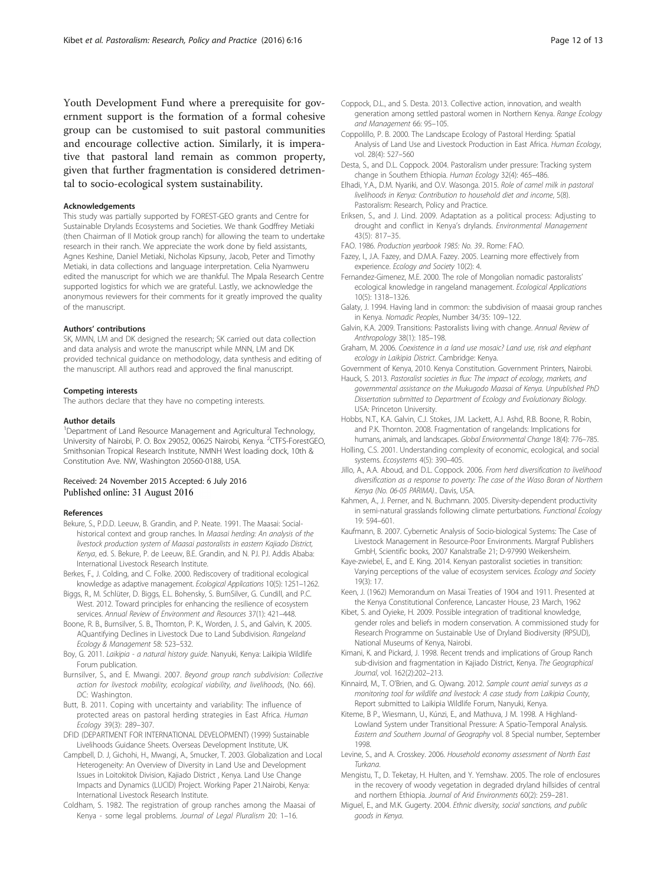Youth Development Fund where a prerequisite for government support is the formation of a formal cohesive group can be customised to suit pastoral communities and encourage collective action. Similarly, it is imperative that pastoral land remain as common property, given that further fragmentation is considered detrimental to socio-ecological system sustainability.

#### Acknowledgements

This study was partially supported by FOREST-GEO grants and Centre for Sustainable Drylands Ecosystems and Societies. We thank Godffrey Metiaki (then Chairman of Il Motiok group ranch) for allowing the team to undertake research in their ranch. We appreciate the work done by field assistants, Agnes Keshine, Daniel Metiaki, Nicholas Kipsuny, Jacob, Peter and Timothy Metiaki, in data collections and language interpretation. Celia Nyamweru edited the manuscript for which we are thankful. The Mpala Research Centre supported logistics for which we are grateful. Lastly, we acknowledge the anonymous reviewers for their comments for it greatly improved the quality of the manuscript.

#### Authors' contributions

SK, MMN, LM and DK designed the research; SK carried out data collection and data analysis and wrote the manuscript while MNN, LM and DK provided technical guidance on methodology, data synthesis and editing of the manuscript. All authors read and approved the final manuscript.

#### Competing interests

The authors declare that they have no competing interests.

#### Author details

[1]Department of Land Resource Management and Agricultural Technology, University of Nairobi, P. O. Box 29052, 00625 Nairobi, Kenya. [2]CTFS-ForestGEO, Smithsonian Tropical Research Institute, NMNH West loading dock, 10th & Constitution Ave. NW, Washington 20560-0188, USA.

Received: 24 November 2015 Accepted: 6 July 2016
Published online: 31 August 2016

#### References

- Bekure, S., P.D.D. Leeuw, B. Grandin, and P. Neate. 1991. The Maasai: Social-historical context and group ranches. In *Maasai herding: An analysis of the livestock production system of Maasai pastoralists in eastern Kajiado District, Kenya*, ed. S. Bekure, P. de Leeuw, B.E. Grandin, and N. PJ. PJ. Addis Ababa: International Livestock Research Institute.
- Berkes, F., J. Colding, and C. Folke. 2000. Rediscovery of traditional ecological knowledge as adaptive management. *Ecological Applications* 10(5): 1251–1262.
- Biggs, R., M. Schlüter, D. Biggs, E.L. Bohensky, S. BurnSilver, G. Cundill, and P.C. West. 2012. Toward principles for enhancing the resilience of ecosystem services. *Annual Review of Environment and Resources* 37(1): 421–448.
- Boone, R. B., Burnsilver, S. B., Thornton, P. K., Worden, J. S., and Galvin, K. 2005. AQuantifying Declines in Livestock Due to Land Subdivision. *Rangeland Ecology & Management* 58: 523–532.
- Boy, G. 2011. *Laikipia - a natural history guide*. Nanyuki, Kenya: Laikipia Wildlife Forum publication.
- Burnsilver, S., and E. Mwangi. 2007. *Beyond group ranch subdivision: Collective action for livestock mobility, ecological viability, and livelihoods*, (No. 66). DC: Washington.
- Butt, B. 2011. Coping with uncertainty and variability: The influence of protected areas on pastoral herding strategies in East Africa. *Human Ecology* 39(3): 289–307.
- DFID (DEPARTMENT FOR INTERNATIONAL DEVELOPMENT) (1999) Sustainable Livelihoods Guidance Sheets. Overseas Development Institute, UK.
- Campbell, D. J, Gichohi, H., Mwangi, A., Smucker, T. 2003. Globalization and Local Heterogeneity: An Overview of Diversity in Land Use and Development Issues in Loitokitok Division, Kajiado District , Kenya. Land Use Change Impacts and Dynamics (LUCID) Project. Working Paper 21.Nairobi, Kenya: International Livestock Research Institute.
- Coldham, S. 1982. The registration of group ranches among the Maasai of Kenya - some legal problems. *Journal of Legal Pluralism* 20: 1–16.
- Coppock, D.L., and S. Desta. 2013. Collective action, innovation, and wealth generation among settled pastoral women in Northern Kenya. *Range Ecology and Management* 66: 95–105.
- Coppolillo, P. B. 2000. The Landscape Ecology of Pastoral Herding: Spatial Analysis of Land Use and Livestock Production in East Africa. *Human Ecology*, vol. 28(4): 527–560
- Desta, S., and D.L. Coppock. 2004. Pastoralism under pressure: Tracking system change in Southern Ethiopia. *Human Ecology* 32(4): 465–486.
- Elhadi, Y.A., D.M. Nyariki, and O.V. Wasonga. 2015. *Role of camel milk in pastoral livelihoods in Kenya: Contribution to household diet and income*, 5(8). Pastoralism: Research, Policy and Practice.
- Eriksen, S., and J. Lind. 2009. Adaptation as a political process: Adjusting to drought and conflict in Kenya's drylands. *Environmental Management* 43(5): 817–35.
- FAO. 1986. *Production yearbook 1985: No. 39*.. Rome: FAO.
- Fazey, I., J.A. Fazey, and D.M.A. Fazey. 2005. Learning more effectively from experience. *Ecology and Society* 10(2): 4.
- Fernandez-Gimenez, M.E. 2000. The role of Mongolian nomadic pastoralists' ecological knowledge in rangeland management. *Ecological Applications* 10(5): 1318–1326.
- Galaty, J. 1994. Having land in common: the subdivision of maasai group ranches in Kenya. *Nomadic Peoples*, Number 34/35: 109–122.
- Galvin, K.A. 2009. Transitions: Pastoralists living with change. *Annual Review of Anthropology* 38(1): 185–198.
- Graham, M. 2006. *Coexistence in a land use mosaic? Land use, risk and elephant ecology in Laikipia District*. Cambridge: Kenya.
- Government of Kenya, 2010. Kenya Constitution. Government Printers, Nairobi.
- Hauck, S. 2013. *Pastoralist societies in flux: The impact of ecology, markets, and governmental assistance on the Mukugodo Maasai of Kenya. Unpublished PhD Dissertation submitted to Department of Ecology and Evolutionary Biology*. USA: Princeton University.
- Hobbs, N.T., K.A. Galvin, C.J. Stokes, J.M. Lackett, A.J. Ashd, R.B. Boone, R. Robin, and P.K. Thornton. 2008. Fragmentation of rangelands: Implications for humans, animals, and landscapes. *Global Environmental Change* 18(4): 776–785.
- Holling, C.S. 2001. Understanding complexity of economic, ecological, and social systems. *Ecosystems* 4(5): 390–405.
- Jillo, A., A.A. Aboud, and D.L. Coppock. 2006. *From herd diversification to livelihood diversification as a response to poverty: The case of the Waso Boran of Northern Kenya (No. 06-05 PARIMA)*.. Davis, USA.
- Kahmen, A., J. Perner, and N. Buchmann. 2005. Diversity-dependent productivity in semi-natural grasslands following climate perturbations. *Functional Ecology* 19: 594–601.
- Kaufmann, B. 2007. Cybernetic Analysis of Socio-biological Systems: The Case of Livestock Management in Resource-Poor Environments. Margraf Publishers GmbH, Scientific books, 2007 Kanalstraße 21; D-97990 Weikersheim.
- Kaye-zwiebel, E., and E. King. 2014. Kenyan pastoralist societies in transition: Varying perceptions of the value of ecosystem services. *Ecology and Society* 19(3): 17.
- Keen, J. (1962) Memorandum on Masai Treaties of 1904 and 1911. Presented at the Kenya Constitutional Conference, Lancaster House, 23 March, 1962
- Kibet, S. and Oyieke, H. 2009. Possible integration of traditional knowledge, gender roles and beliefs in modern conservation. A commissioned study for Research Programme on Sustainable Use of Dryland Biodiversity (RPSUD), National Museums of Kenya, Nairobi.
- Kimani, K. and Pickard, J. 1998. Recent trends and implications of Group Ranch sub-division and fragmentation in Kajiado District, Kenya. *The Geographical Journal*, vol. 162(2):202–213.
- Kinnaird, M., T. O'Brien, and G. Ojwang. 2012. *Sample count aerial surveys as a monitoring tool for wildlife and livestock: A case study from Laikipia County*, Report submitted to Laikipia Wildlife Forum, Nanyuki, Kenya.
- Kiteme, B P., Wiesmann, U., Kúnzi, E., and Mathuva, J M. 1998. A Highland-Lowland System under Transitional Pressure: A Spatio-Temporal Analysis. *Eastern and Southern Journal of Geography* vol. 8 Special number, September 1998.
- Levine, S., and A. Crosskey. 2006. *Household economy assessment of North East Turkana*.
- Mengistu, T., D. Teketay, H. Hulten, and Y. Yemshaw. 2005. The role of enclosures in the recovery of woody vegetation in degraded dryland hillsides of central and northern Ethiopia. *Journal of Arid Environments* 60(2): 259–281.
- Miguel, E., and M.K. Gugerty. 2004. *Ethnic diversity, social sanctions, and public goods in Kenya*.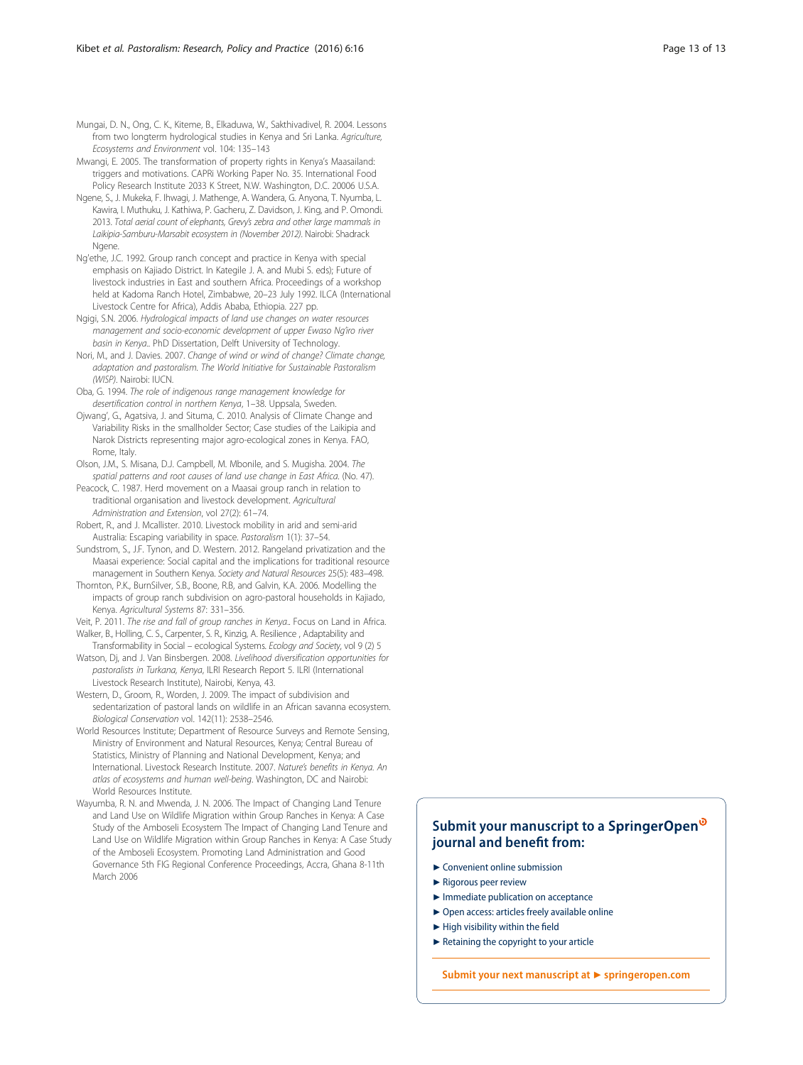Mungai, D. N., Ong, C. K., Kiteme, B., Elkaduwa, W., Sakthivadivel, R. 2004. Lessons from two longterm hydrological studies in Kenya and Sri Lanka. *Agriculture, Ecosystems and Environment* vol. 104: 135–143

Mwangi, E. 2005. The transformation of property rights in Kenya's Maasailand: triggers and motivations. CAPRi Working Paper No. 35. International Food Policy Research Institute 2033 K Street, N.W. Washington, D.C. 20006 U.S.A.

Ngene, S., J. Mukeka, F. Ihwagi, J. Mathenge, A. Wandera, G. Anyona, T. Nyumba, L. Kawira, I. Muthuku, J. Kathiwa, P. Gacheru, Z. Davidson, J. King, and P. Omondi. 2013. *Total aerial count of elephants, Grevy's zebra and other large mammals in Laikipia-Samburu-Marsabit ecosystem in (November 2012)*. Nairobi: Shadrack Ngene.

Ng'ethe, J.C. 1992. Group ranch concept and practice in Kenya with special emphasis on Kajiado District. In Kategile J. A. and Mubi S. eds); Future of livestock industries in East and southern Africa. Proceedings of a workshop held at Kadoma Ranch Hotel, Zimbabwe, 20–23 July 1992. ILCA (International Livestock Centre for Africa), Addis Ababa, Ethiopia. 227 pp.

Ngigi, S.N. 2006. *Hydrological impacts of land use changes on water resources management and socio-economic development of upper Ewaso Ng'iro river basin in Kenya.*. PhD Dissertation, Delft University of Technology.

Nori, M., and J. Davies. 2007. *Change of wind or wind of change? Climate change, adaptation and pastoralism. The World Initiative for Sustainable Pastoralism (WISP)*. Nairobi: IUCN.

Oba, G. 1994. *The role of indigenous range management knowledge for desertification control in northern Kenya*, 1–38. Uppsala, Sweden.

Ojwang', G., Agatsiva, J. and Situma, C. 2010. Analysis of Climate Change and Variability Risks in the smallholder Sector; Case studies of the Laikipia and Narok Districts representing major agro-ecological zones in Kenya. FAO, Rome, Italy.

Olson, J.M., S. Misana, D.J. Campbell, M. Mbonile, and S. Mugisha. 2004. *The spatial patterns and root causes of land use change in East Africa*. (No. 47).

Peacock, C. 1987. Herd movement on a Maasai group ranch in relation to traditional organisation and livestock development. *Agricultural Administration and Extension*, vol 27(2): 61–74.

Robert, R., and J. Mcallister. 2010. Livestock mobility in arid and semi-arid Australia: Escaping variability in space. *Pastoralism* 1(1): 37–54.

Sundstrom, S., J.F. Tynon, and D. Western. 2012. Rangeland privatization and the Maasai experience: Social capital and the implications for traditional resource management in Southern Kenya. *Society and Natural Resources* 25(5): 483–498.

Thornton, P.K., BurnSilver, S.B., Boone, R.B, and Galvin, K.A. 2006. Modelling the impacts of group ranch subdivision on agro-pastoral households in Kajiado, Kenya. *Agricultural Systems* 87: 331–356.

Veit, P. 2011. *The rise and fall of group ranches in Kenya.*. Focus on Land in Africa.

Walker, B., Holling, C. S., Carpenter, S. R., Kinzig, A. Resilience , Adaptability and Transformability in Social – ecological Systems. *Ecology and Society*, vol 9 (2) 5

Watson, Dj, and J. Van Binsbergen. 2008. *Livelihood diversification opportunities for pastoralists in Turkana, Kenya*, ILRI Research Report 5. ILRI (International Livestock Research Institute), Nairobi, Kenya, 43.

Western, D., Groom, R., Worden, J. 2009. The impact of subdivision and sedentarization of pastoral lands on wildlife in an African savanna ecosystem. *Biological Conservation* vol. 142(11): 2538–2546.

World Resources Institute; Department of Resource Surveys and Remote Sensing, Ministry of Environment and Natural Resources, Kenya; Central Bureau of Statistics, Ministry of Planning and National Development, Kenya; and International. Livestock Research Institute. 2007. *Nature's benefits in Kenya. An atlas of ecosystems and human well-being*. Washington, DC and Nairobi: World Resources Institute.

Wayumba, R. N. and Mwenda, J. N. 2006. The Impact of Changing Land Tenure and Land Use on Wildlife Migration within Group Ranches in Kenya: A Case Study of the Amboseli Ecosystem The Impact of Changing Land Tenure and Land Use on Wildlife Migration within Group Ranches in Kenya: A Case Study of the Amboseli Ecosystem. Promoting Land Administration and Good Governance 5th FIG Regional Conference Proceedings, Accra, Ghana 8-11th March 2006

**Submit your manuscript to a SpringerOpen journal and benefit from:**

- ► Convenient online submission
- ► Rigorous peer review
- ► Immediate publication on acceptance
- ► Open access: articles freely available online
- ► High visibility within the field
- ► Retaining the copyright to your article

**Submit your next manuscript at ► springeropen.com**